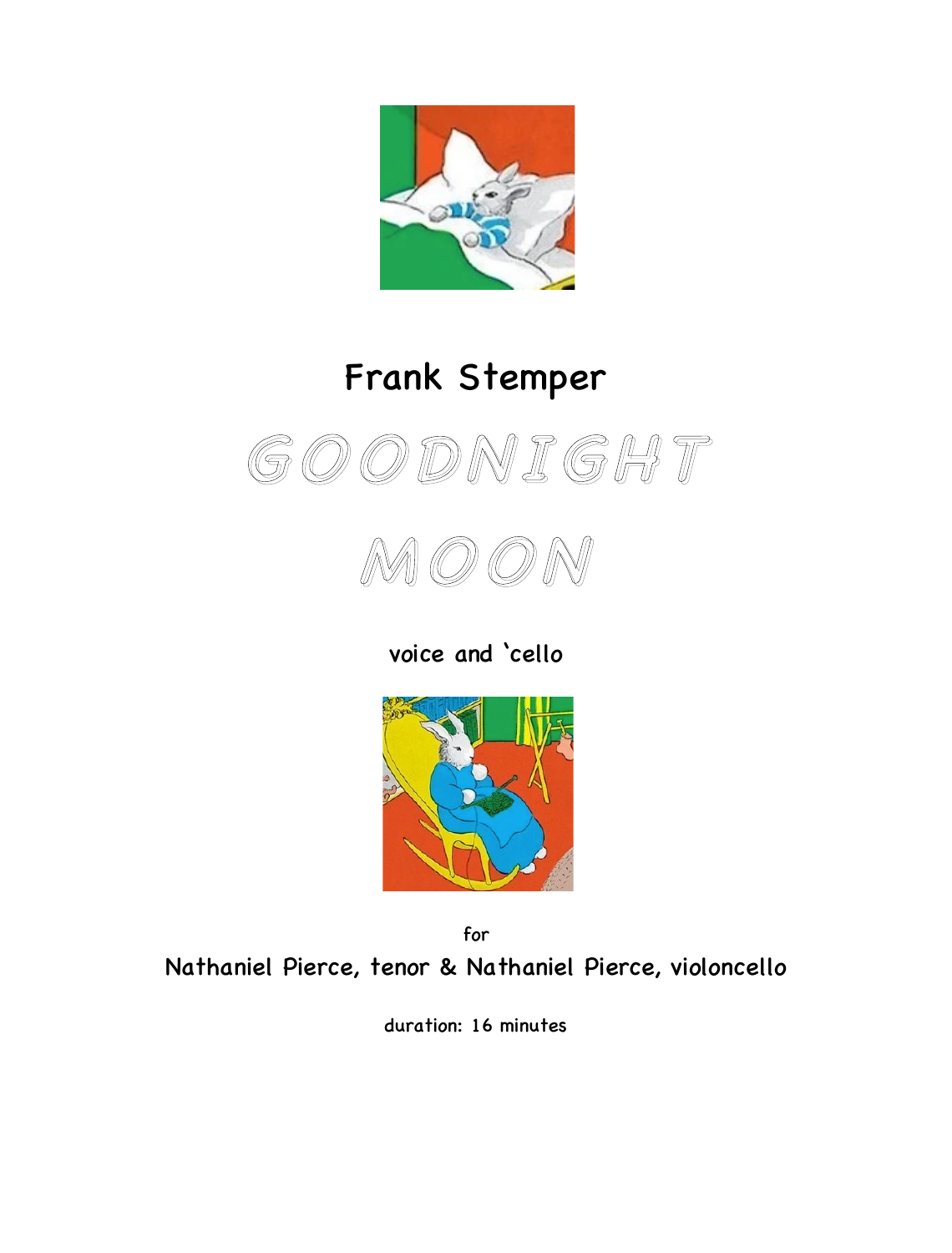# Frank Stemper

# GOODNIGHT MOON

voice and ‘cello

for

Nathaniel Pierce, tenor & Nathaniel Pierce, violoncello

duration: 16 minutes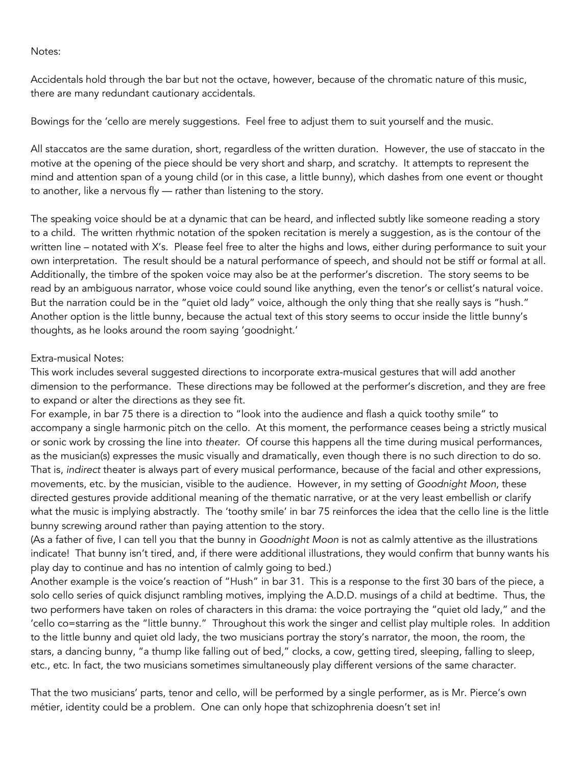Notes:

Accidentals hold through the bar but not the octave, however, because of the chromatic nature of this music, there are many redundant cautionary accidentals.

Bowings for the 'cello are merely suggestions. Feel free to adjust them to suit yourself and the music.

All staccatos are the same duration, short, regardless of the written duration. However, the use of staccato in the motive at the opening of the piece should be very short and sharp, and scratchy. It attempts to represent the mind and attention span of a young child (or in this case, a little bunny), which dashes from one event or thought to another, like a nervous fly — rather than listening to the story.

The speaking voice should be at a dynamic that can be heard, and inflected subtly like someone reading a story to a child. The written rhythmic notation of the spoken recitation is merely a suggestion, as is the contour of the written line – notated with X's. Please feel free to alter the highs and lows, either during performance to suit your own interpretation. The result should be a natural performance of speech, and should not be stiff or formal at all. Additionally, the timbre of the spoken voice may also be at the performer's discretion. The story seems to be read by an ambiguous narrator, whose voice could sound like anything, even the tenor's or cellist's natural voice. But the narration could be in the "quiet old lady" voice, although the only thing that she really says is "hush." Another option is the little bunny, because the actual text of this story seems to occur inside the little bunny's thoughts, as he looks around the room saying 'goodnight.'

Extra-musical Notes:
This work includes several suggested directions to incorporate extra-musical gestures that will add another dimension to the performance. These directions may be followed at the performer's discretion, and they are free to expand or alter the directions as they see fit.
For example, in bar 75 there is a direction to "look into the audience and flash a quick toothy smile" to accompany a single harmonic pitch on the cello. At this moment, the performance ceases being a strictly musical or sonic work by crossing the line into *theater*. Of course this happens all the time during musical performances, as the musician(s) expresses the music visually and dramatically, even though there is no such direction to do so. That is, *indirect* theater is always part of every musical performance, because of the facial and other expressions, movements, etc. by the musician, visible to the audience. However, in my setting of *Goodnight Moon*, these directed gestures provide additional meaning of the thematic narrative, or at the very least embellish or clarify what the music is implying abstractly. The 'toothy smile' in bar 75 reinforces the idea that the cello line is the little bunny screwing around rather than paying attention to the story.
(As a father of five, I can tell you that the bunny in *Goodnight Moon* is not as calmly attentive as the illustrations indicate! That bunny isn't tired, and, if there were additional illustrations, they would confirm that bunny wants his play day to continue and has no intention of calmly going to bed.)
Another example is the voice's reaction of "Hush" in bar 31. This is a response to the first 30 bars of the piece, a solo cello series of quick disjunct rambling motives, implying the A.D.D. musings of a child at bedtime. Thus, the two performers have taken on roles of characters in this drama: the voice portraying the "quiet old lady," and the 'cello co=starring as the "little bunny." Throughout this work the singer and cellist play multiple roles. In addition to the little bunny and quiet old lady, the two musicians portray the story's narrator, the moon, the room, the stars, a dancing bunny, "a thump like falling out of bed," clocks, a cow, getting tired, sleeping, falling to sleep, etc., etc. In fact, the two musicians sometimes simultaneously play different versions of the same character.

That the two musicians' parts, tenor and cello, will be performed by a single performer, as is Mr. Pierce's own métier, identity could be a problem. One can only hope that schizophrenia doesn't set in!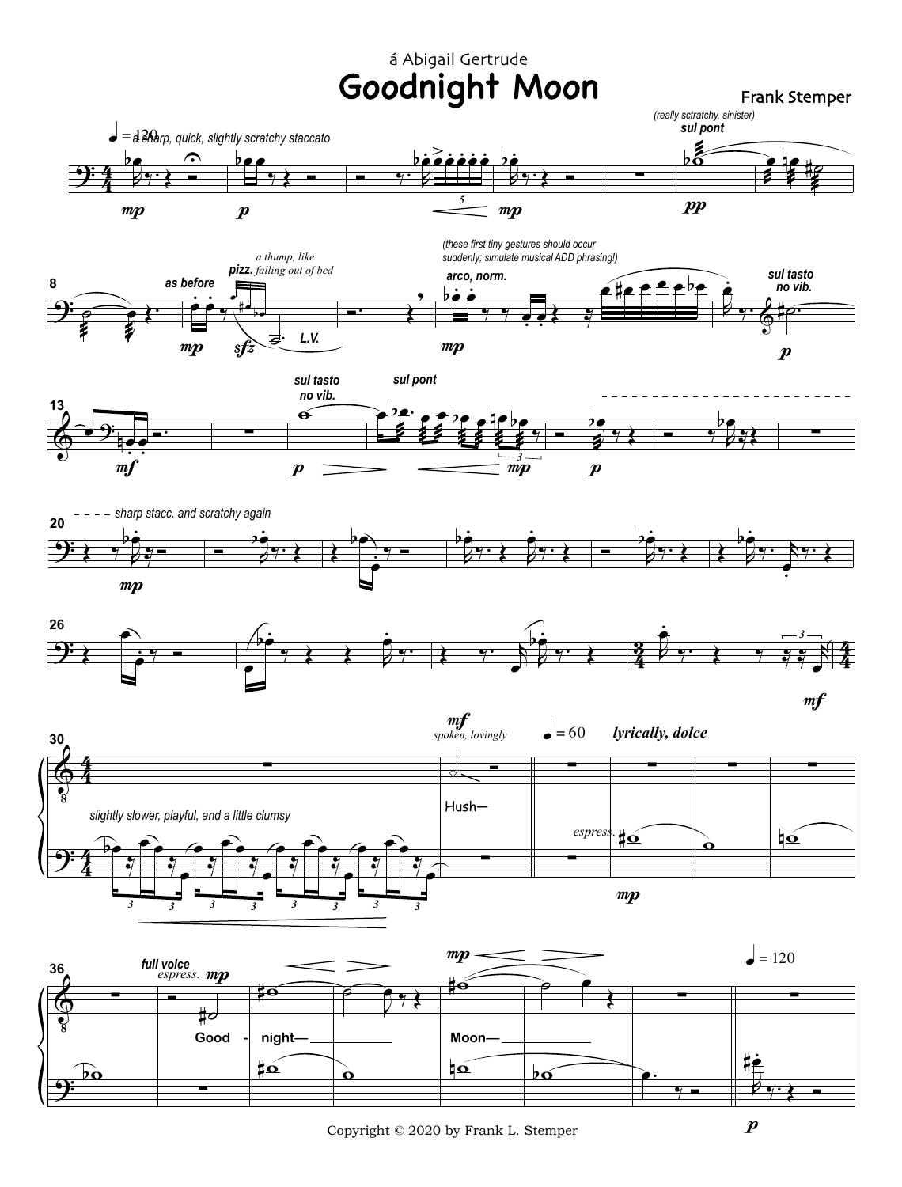á Abigail Gertrude

# Goodnight Moon

Frank Stemper

♩ = 120 *a sharp, quick, slightly scratchy staccato*

*(really scratchy, sinister)* **sul pont**

**as before** *a thump, like falling out of bed* **pizz.** L.V.

*(these first tiny gestures should occur suddenly; simulate musical ADD phrasing!)* **arco, norm.**

**sul tasto no vib.**

**sul tasto no vib.** **sul pont**

*sharp stacc. and scratchy again*

*slightly slower, playful, and a little clumsy*

*spoken, lovingly* Hush—

♩ = 60 **lyrically, dolce**

*espress.*

**full voice** *espress.*

Good - night— Moon—

♩ = 120

Copyright © 2020 by Frank L. Stemper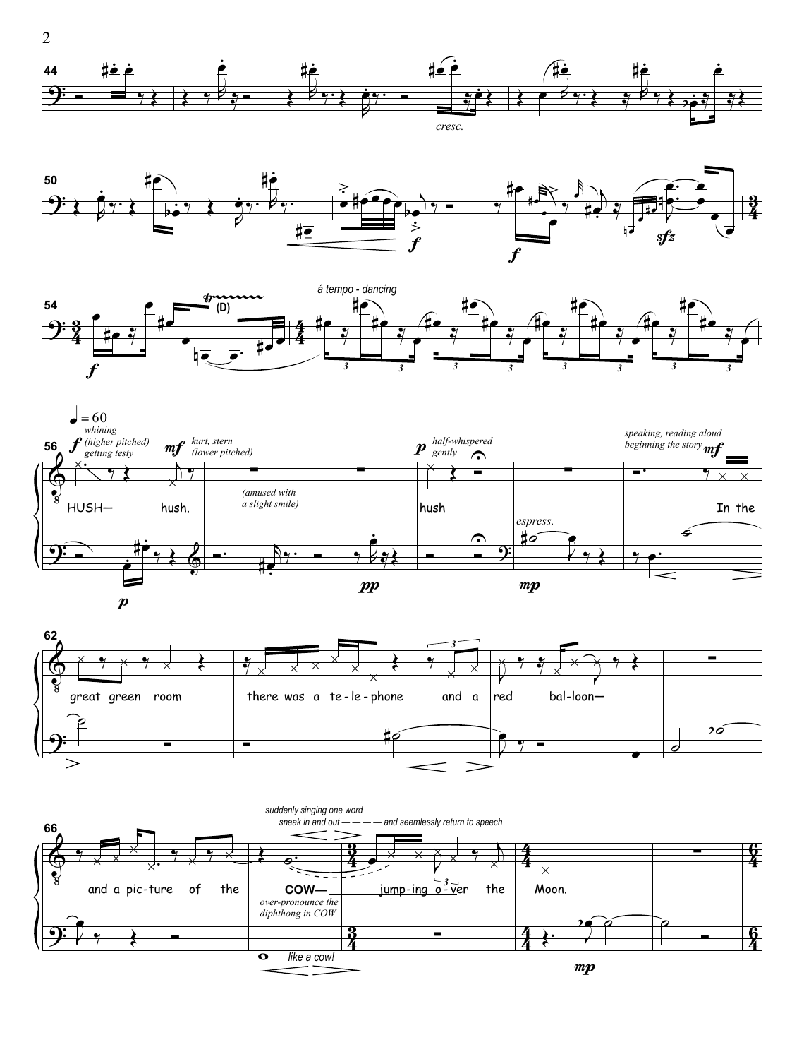44

*cresc.*

50

*f*

*f*

*sfz*

54

*f*

(D)

*á tempo - dancing*

♩ = 60

56

*f* *whining (higher pitched) getting testy*

*mf* *kurt, stern (lower pitched)*

*(amused with a slight smile)*

*p* *half-whispered gently*

*speaking, reading aloud beginning the story* *mf*

HUSH— hush. hush In the

*p*

*pp*

*espress.*

*mp*

62

great green room there was a te - le - phone and a red bal - loon—

66

*suddenly singing one word*
*sneak in and out — — — — and seemlessly return to speech*

and a pic - ture of the COW— jump - ing o - ver the Moon.

*over-pronounce the diphthong in COW*

*like a cow!*

*mp*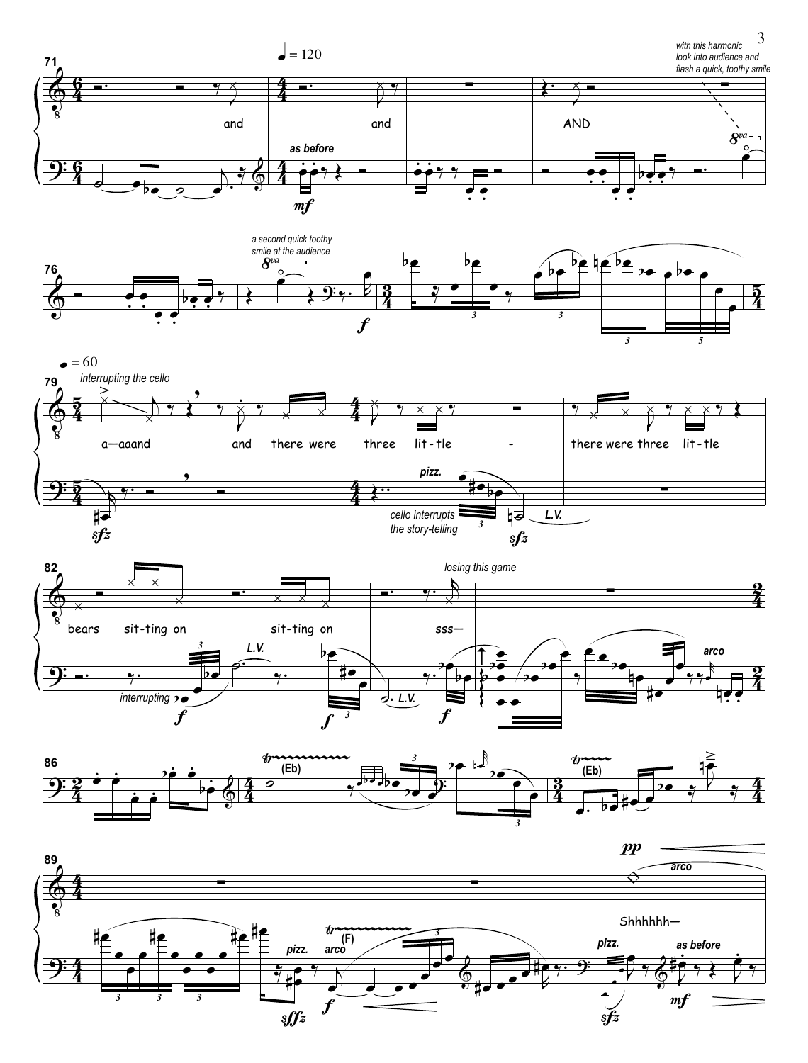71

♩ = 120

*with this harmonic look into audience and flash a quick, toothy smile*

and — and — AND

*as before*

**mf**

76

*a second quick toothy smile at the audience*

**f**

79

♩ = 60

*interrupting the cello*

a—aaand — and — there were — three — lit - tle — - — there were three — lit - tle

**sfz**

*pizz.*

*cello interrupts the story-telling*

**sfz** *L.V.*

82

bears — sit - ting on — sit - ting on — sss—

*losing this game*

*interrupting* **f** *L.V.* **f** *L.V.* **f**

*arco*

86

*tr* (Eb) — *tr* (Eb)

89

Shhhhhh—

**pp**

*arco*

*pizz.* *arco* *tr* (F) *pizz.* *as before*

**sffz** **f** **sfz** **mf**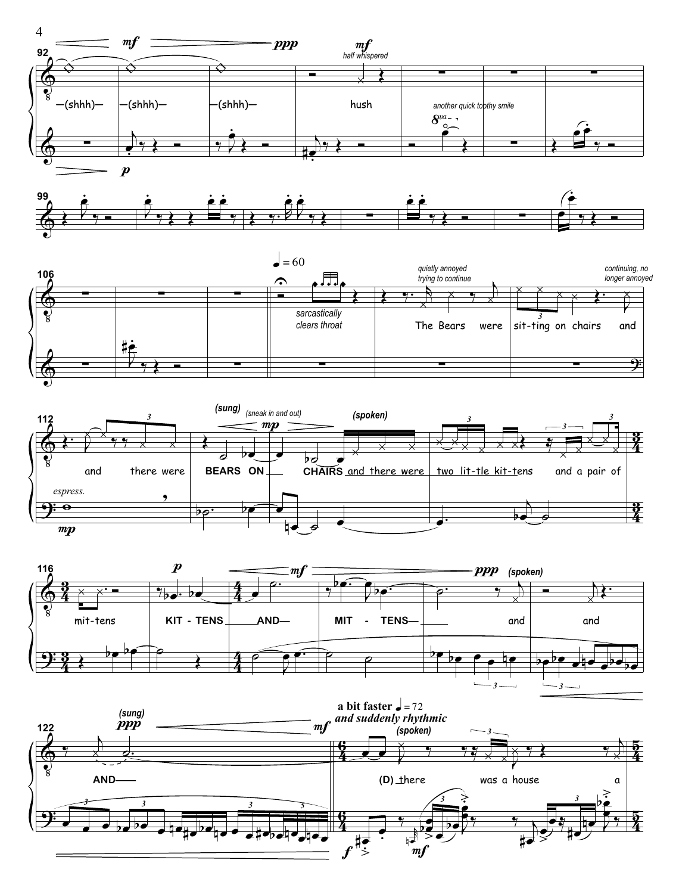92

mf — ppp — mf *half whispered*

—(shhh)— —(shhh)— —(shhh)— hush

p

*another quick toothy smile*

$8^{va}$

99

106

♩ = 60

*sarcastically clears throat*

*quietly annoyed trying to continue*

The Bears were sit-ting on chairs and

*continuing, no longer annoyed*

112

*(sung)* *(sneak in and out)* mp *(spoken)*

and there were BEARS ON CHAIRS and there were two lit-tle kit-tens and a pair of

*espress.*

mp

116

p mf ppp *(spoken)*

mit-tens KIT - TENS AND— MIT - TENS— and and

122

*(sung)* ppp mf

AND——

**a bit faster** ♩ = 72
***and suddenly rhythmic***

*(spoken)*

(D) there was a house a

f mf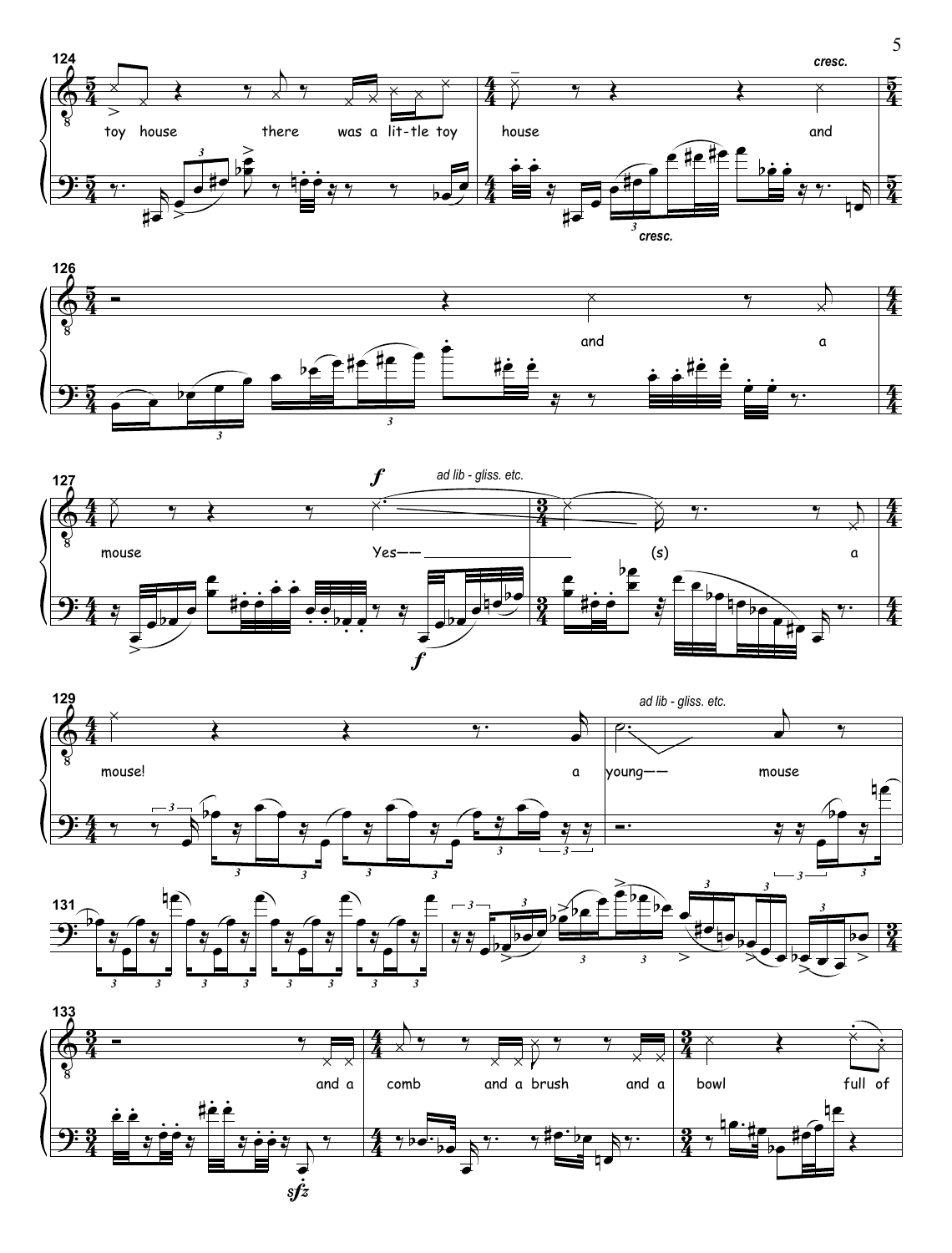124

toy house there was a lit-tle toy house and

*cresc.*

*cresc.*

126

and a

127

*ad lib - gliss. etc.*

***f***

mouse Yes—— (s) a

***f***

129

*ad lib - gliss. etc.*

mouse! a young—— mouse

131

133

and a comb and a brush and a bowl full of

***sfz***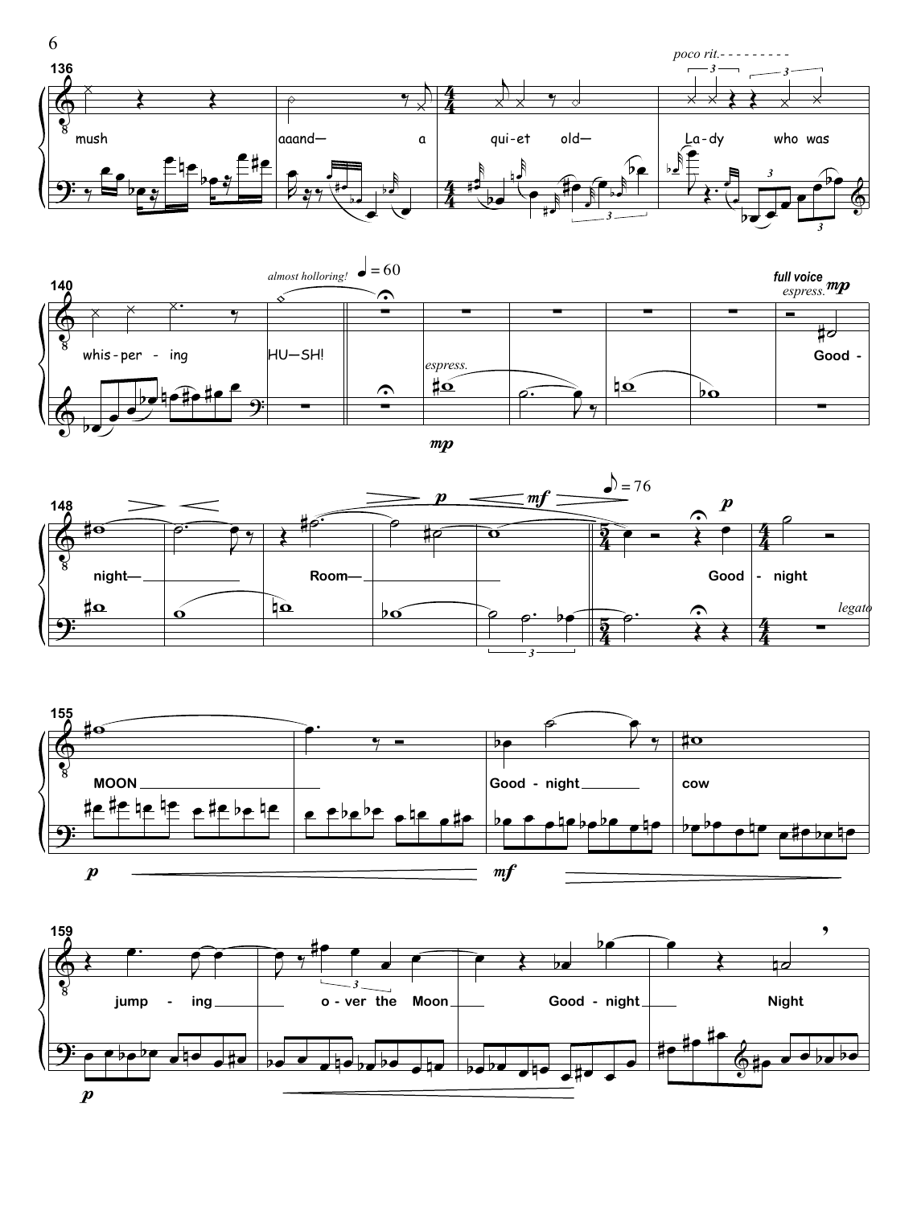*poco rit.*

136

mush aaand— a qui-et old— La-dy who was

140

*almost hollering!* ♩ = 60

whis-per-ing HU—SH!

*espress.*

*mp*

*full voice* *espress.* *mp*

Good -

148

*p* *mf* ♪ = 76 *p*

night— Room— Good - night

*legato*

155

MOON Good - night cow

*p* *mf*

159

jump - ing o - ver the Moon Good - night Night

*p*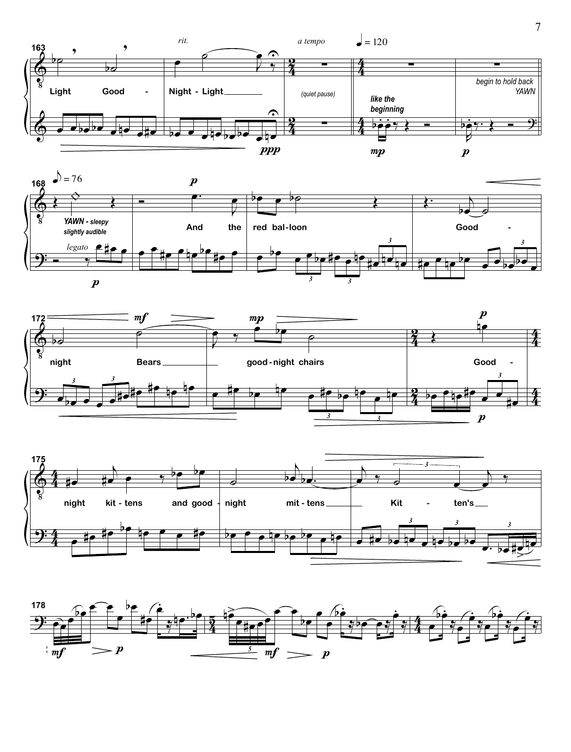rit. a tempo ♩= 120

163

Light Good - Night - Light

(quiet pause)

like the beginning

begin to hold back YAWN

168 ♪= 76

YAWN - sleepy slightly audible

legato

And the red bal-loon Good -

172

night Bears good-night chairs Good -

175

night kit-tens and good - night mit-tens Kit - ten's

178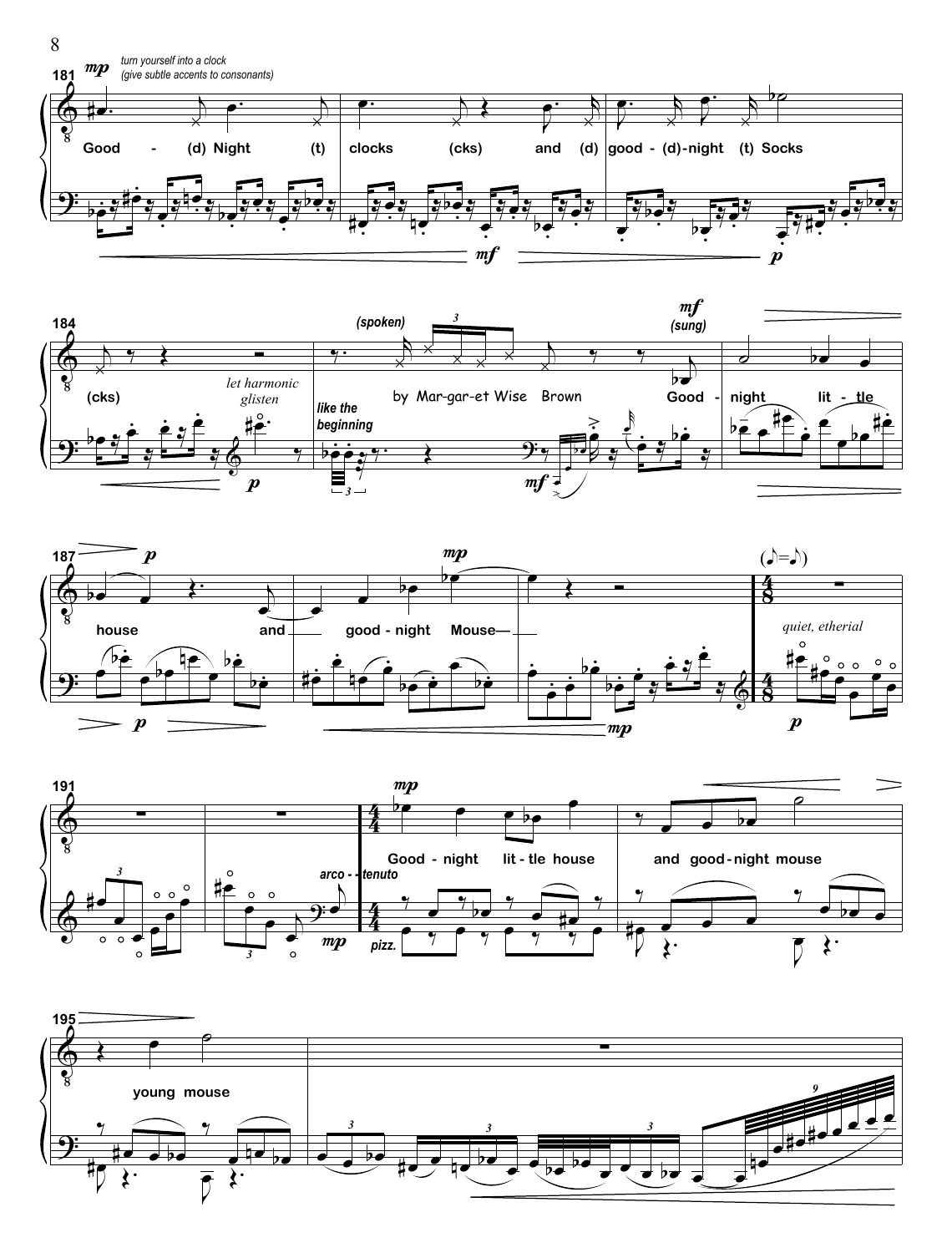181 *mp* *turn yourself into a clock (give subtle accents to consonants)*

Good - (d) Night (t) clocks (cks) and (d) good - (d) - night (t) Socks

*mf* *p*

184 (cks)

*let harmonic glisten*

*p*

*(spoken)* by Mar-gar-et Wise Brown

*like the beginning*

*mf*

*mf (sung)* Good - night lit - tle

187 *p* house and good - night Mouse—

*mp*

*p* *mp*

(♪=♪) 4/8

*quiet, etherial*

*p*

191

*arco - - tenuto*

*mp*

*mp* 4/4 Good - night lit - tle house and good - night mouse

*pizz.*

195 young mouse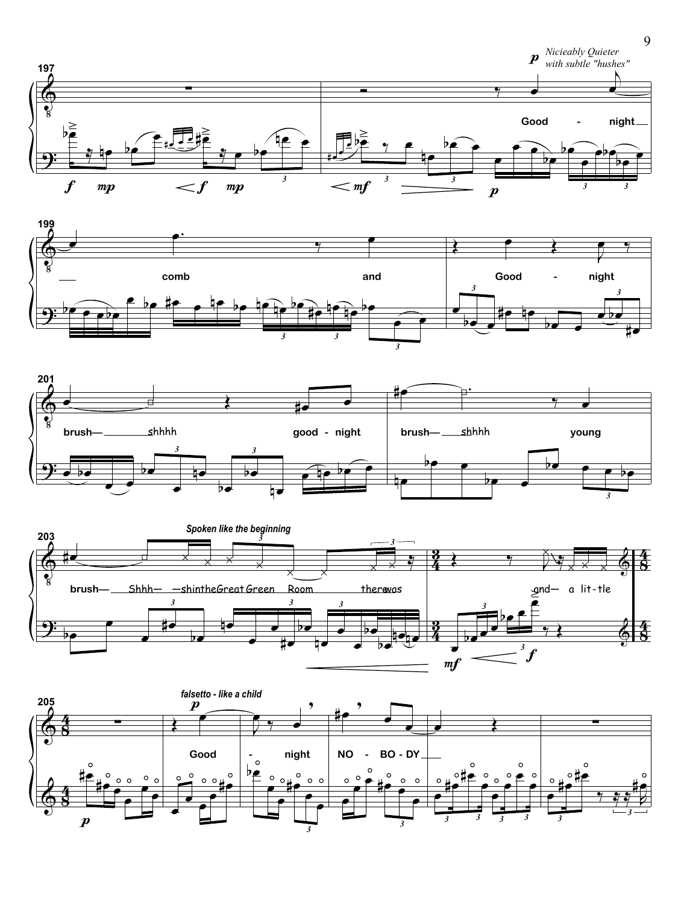*p* *Nicieably Quieter with subtle "hushes"*

197

Good - night

199

comb and Good - night

201

brush— shhhh good - night brush— shhhh young

203

*Spoken like the beginning*

brush— Shhh— —shintheGreat Green Room therewas and— a lit-tle

205

*falsetto - like a child*

Good - night NO - BO - DY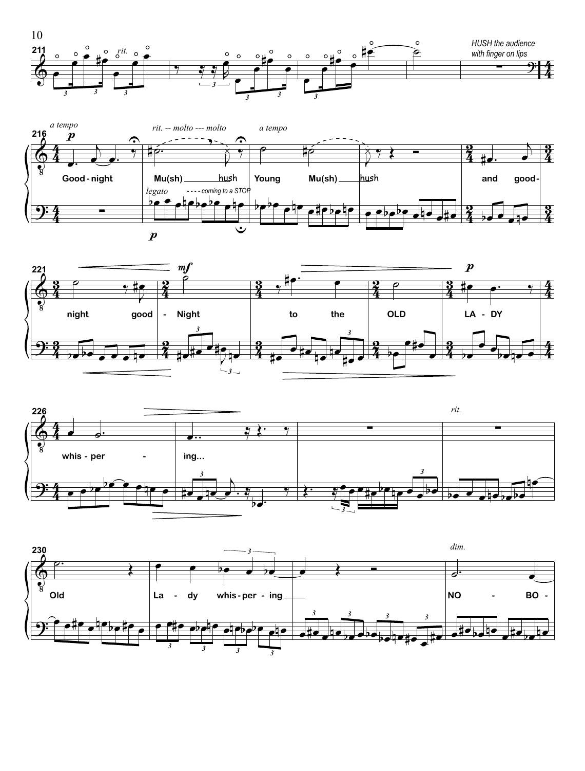HUSH the audience with finger on lips

*a tempo*

*rit. -- molto --- molto*

*a tempo*

*legato*

- - - - coming to a STOP

Good - night Mu(sh) hush Young Mu(sh) hush and good- night good - Night to the OLD LA - DY

whis - per - ing...

*rit.*

Old La - dy whis - per - ing NO - BO -

*dim.*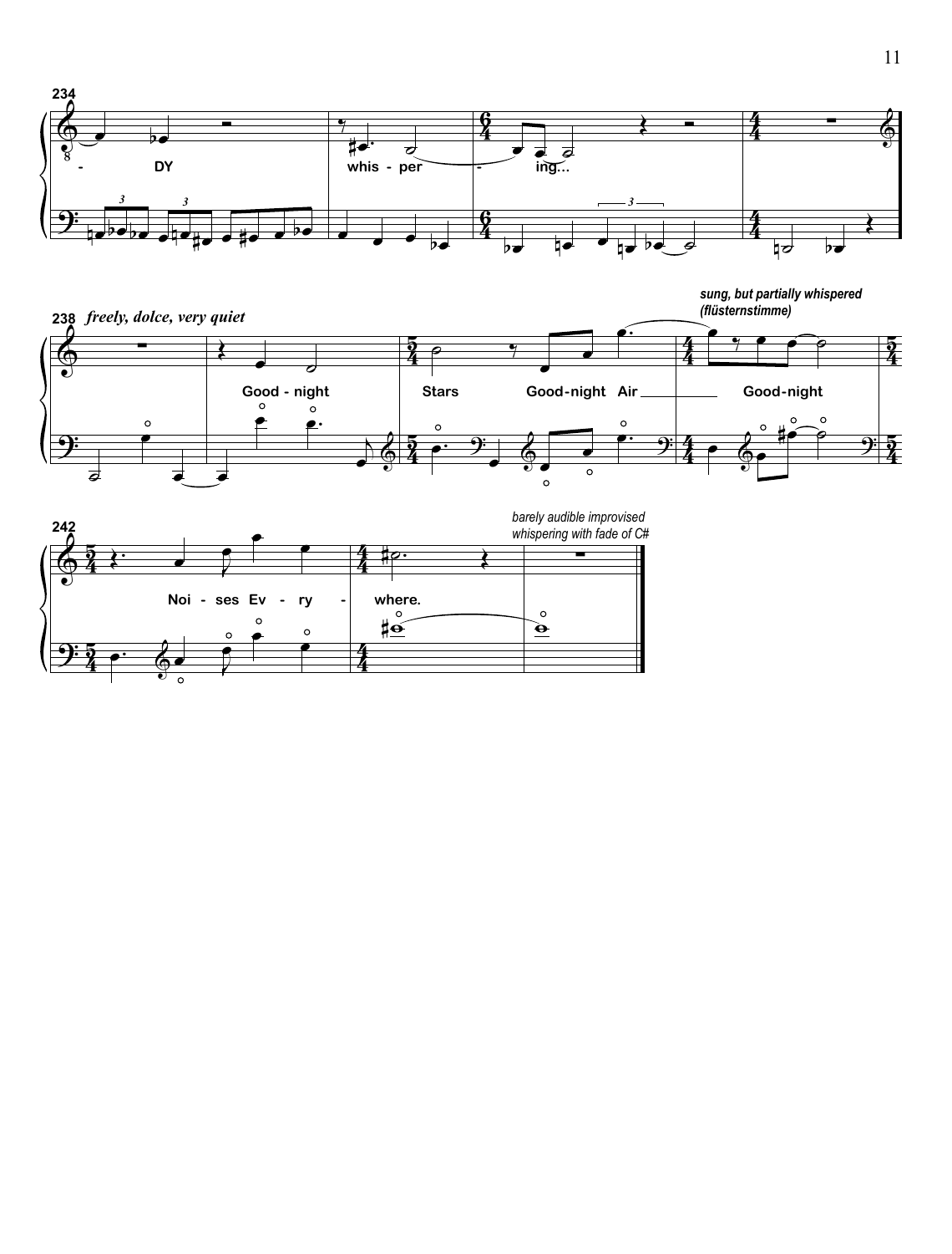234

- DY whis - per - ing...

238 *freely, dolce, very quiet*

*sung, but partially whispered (flüsternstimme)*

Good - night Stars Good-night Air Good-night

242

*barely audible improvised whispering with fade of C#*

Noi - ses Ev - ry - where.